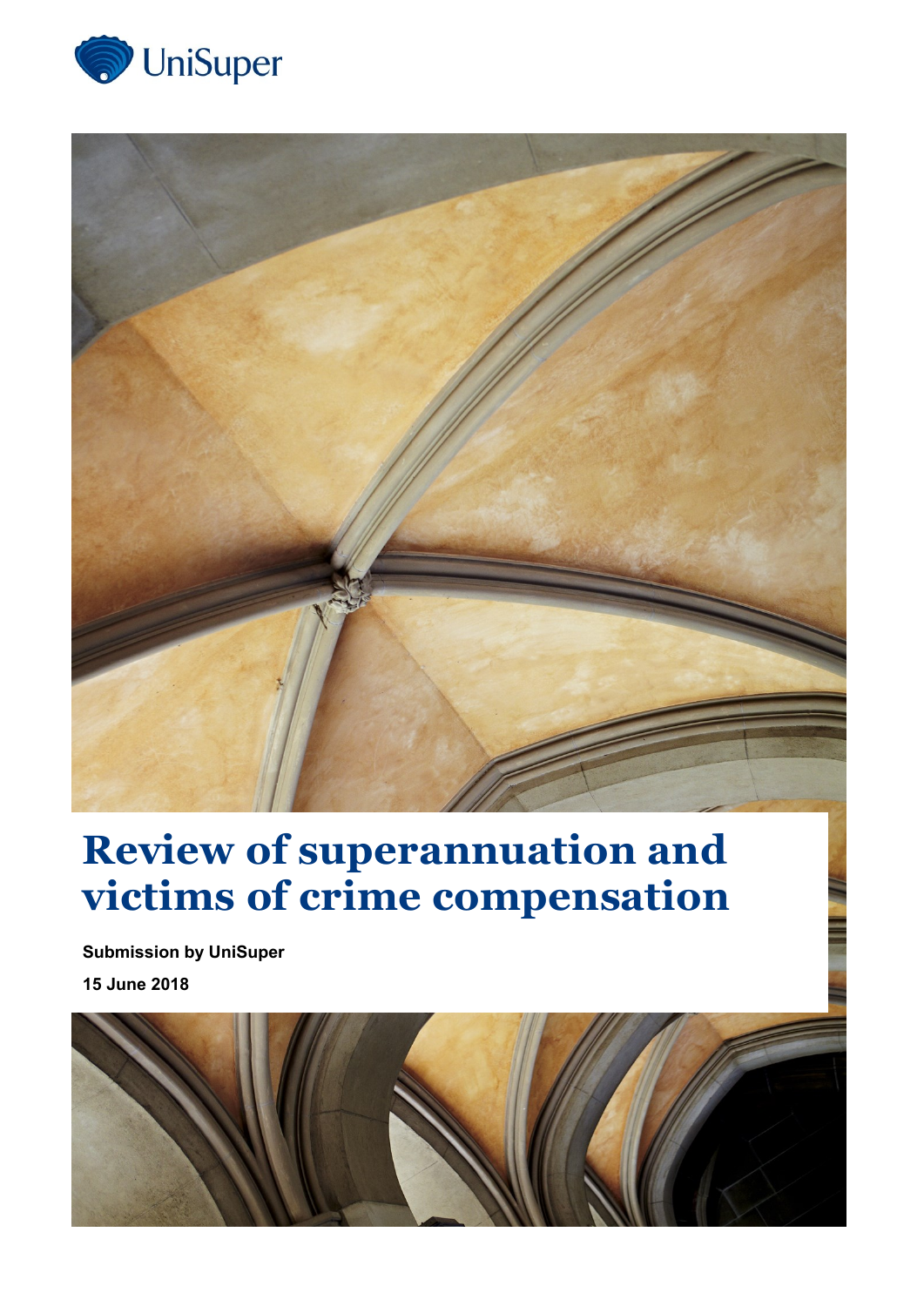UniSuper

# Review of superannuation and victims of crime compensation

**Submission by UniSuper**

**15 June 2018**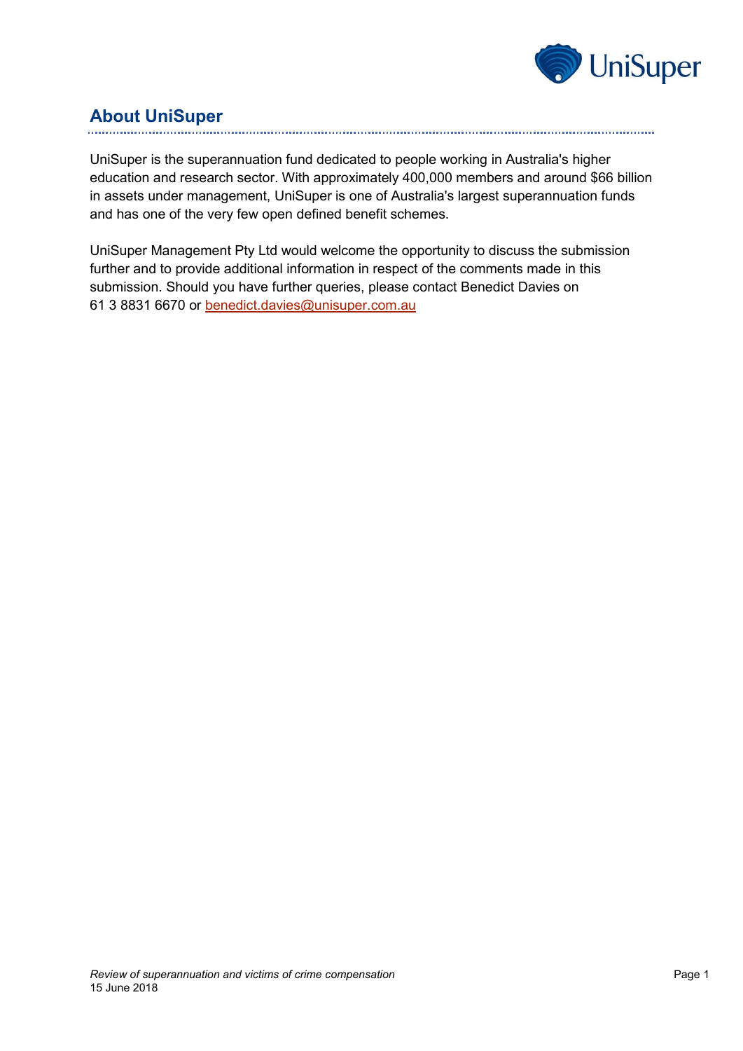## About UniSuper

UniSuper is the superannuation fund dedicated to people working in Australia's higher education and research sector. With approximately 400,000 members and around $66 billion in assets under management, UniSuper is one of Australia's largest superannuation funds and has one of the very few open defined benefit schemes.

UniSuper Management Pty Ltd would welcome the opportunity to discuss the submission further and to provide additional information in respect of the comments made in this submission. Should you have further queries, please contact Benedict Davies on 61 3 8831 6670 or benedict.davies@unisuper.com.au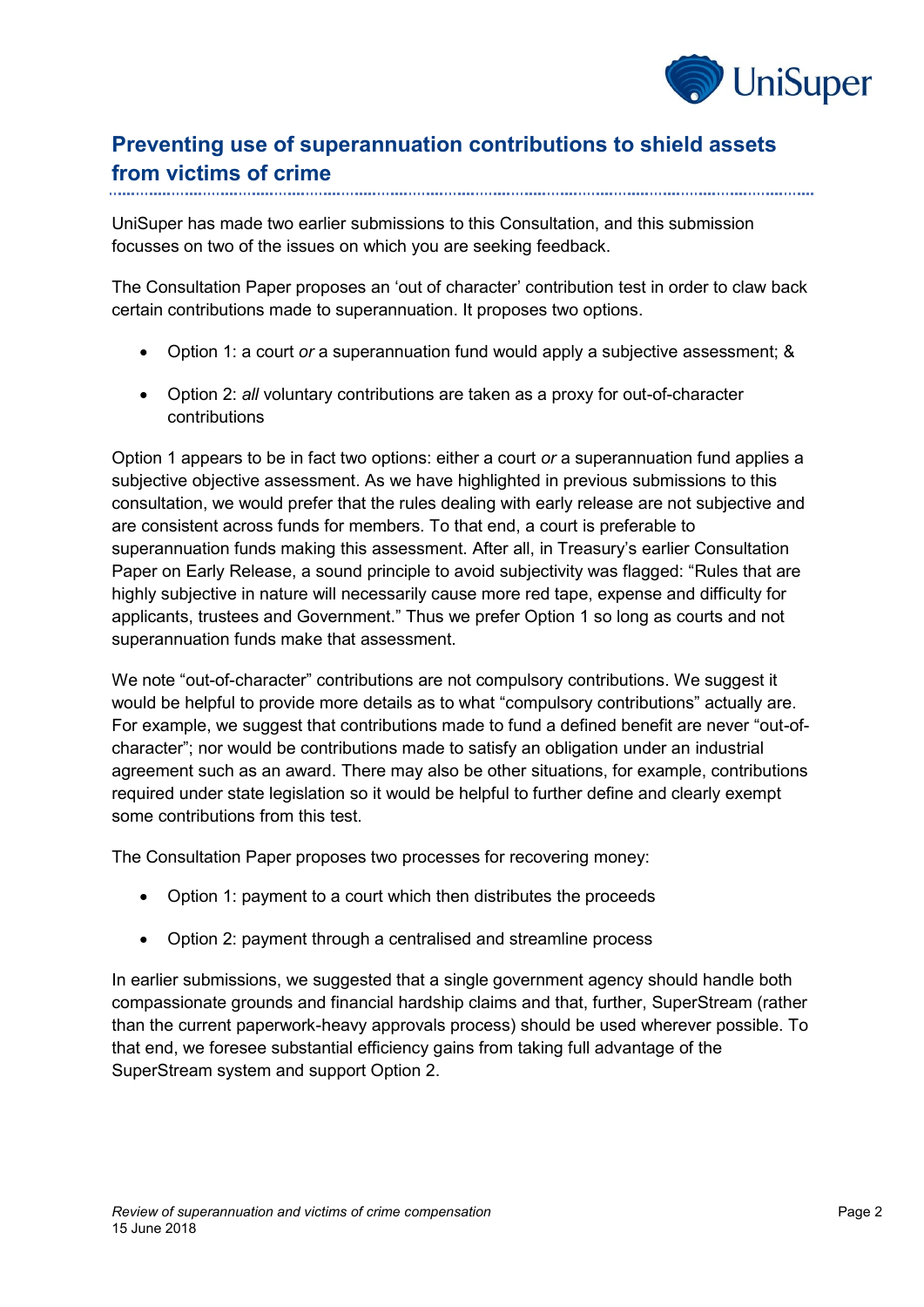## Preventing use of superannuation contributions to shield assets from victims of crime

UniSuper has made two earlier submissions to this Consultation, and this submission focusses on two of the issues on which you are seeking feedback.

The Consultation Paper proposes an 'out of character' contribution test in order to claw back certain contributions made to superannuation. It proposes two options.

- Option 1: a court *or* a superannuation fund would apply a subjective assessment; &
- Option 2: *all* voluntary contributions are taken as a proxy for out-of-character contributions

Option 1 appears to be in fact two options: either a court *or* a superannuation fund applies a subjective objective assessment. As we have highlighted in previous submissions to this consultation, we would prefer that the rules dealing with early release are not subjective and are consistent across funds for members. To that end, a court is preferable to superannuation funds making this assessment. After all, in Treasury's earlier Consultation Paper on Early Release, a sound principle to avoid subjectivity was flagged: "Rules that are highly subjective in nature will necessarily cause more red tape, expense and difficulty for applicants, trustees and Government." Thus we prefer Option 1 so long as courts and not superannuation funds make that assessment.

We note "out-of-character" contributions are not compulsory contributions. We suggest it would be helpful to provide more details as to what "compulsory contributions" actually are. For example, we suggest that contributions made to fund a defined benefit are never "out-of-character"; nor would be contributions made to satisfy an obligation under an industrial agreement such as an award. There may also be other situations, for example, contributions required under state legislation so it would be helpful to further define and clearly exempt some contributions from this test.

The Consultation Paper proposes two processes for recovering money:

- Option 1: payment to a court which then distributes the proceeds
- Option 2: payment through a centralised and streamline process

In earlier submissions, we suggested that a single government agency should handle both compassionate grounds and financial hardship claims and that, further, SuperStream (rather than the current paperwork-heavy approvals process) should be used wherever possible. To that end, we foresee substantial efficiency gains from taking full advantage of the SuperStream system and support Option 2.